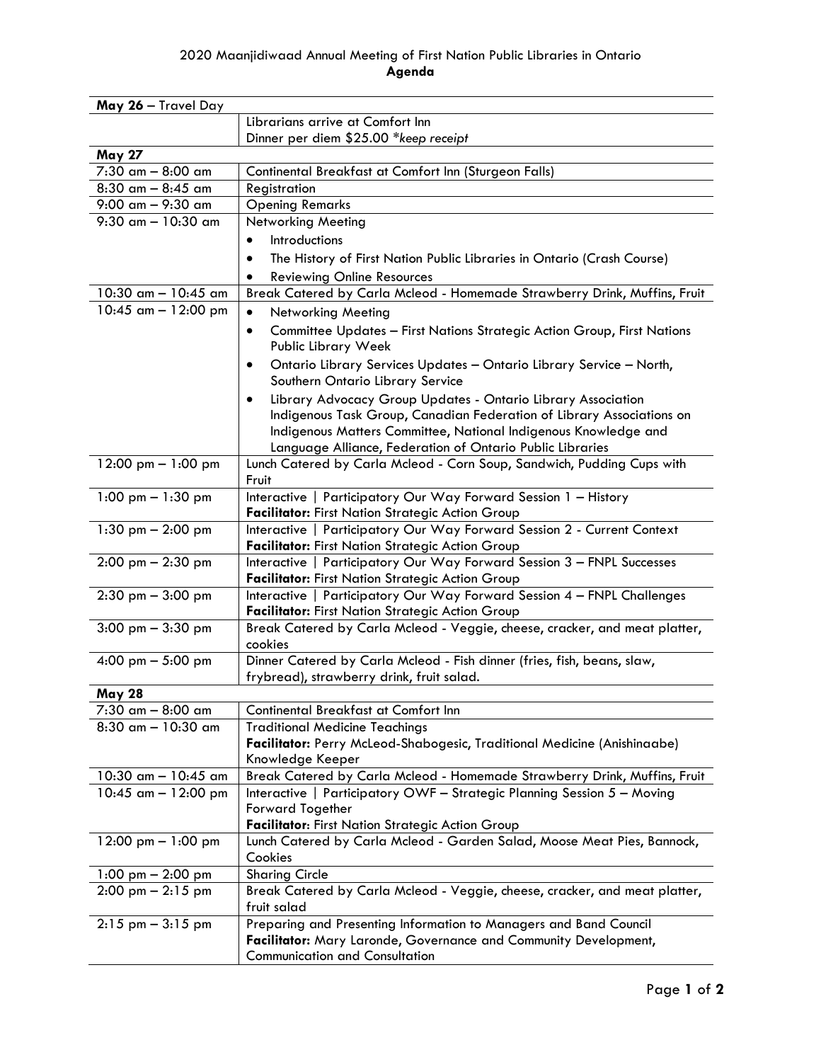2020 Maanjidiwaad Annual Meeting of First Nation Public Libraries in Ontario

**Agenda**

| **May 26** – Travel Day | |
|---|---|
| | Librarians arrive at Comfort Inn<br>Dinner per diem $25.00 **keep receipt* |
| **May 27** | |
| 7:30 am – 8:00 am | Continental Breakfast at Comfort Inn (Sturgeon Falls) |
| 8:30 am – 8:45 am | Registration |
| 9:00 am – 9:30 am | Opening Remarks |
| 9:30 am – 10:30 am | Networking Meeting<br>• Introductions<br>• The History of First Nation Public Libraries in Ontario (Crash Course)<br>• Reviewing Online Resources |
| 10:30 am – 10:45 am | Break Catered by Carla Mcleod - Homemade Strawberry Drink, Muffins, Fruit |
| 10:45 am – 12:00 pm | • Networking Meeting<br>• Committee Updates – First Nations Strategic Action Group, First Nations Public Library Week<br>• Ontario Library Services Updates – Ontario Library Service – North, Southern Ontario Library Service<br>• Library Advocacy Group Updates - Ontario Library Association Indigenous Task Group, Canadian Federation of Library Associations on Indigenous Matters Committee, National Indigenous Knowledge and Language Alliance, Federation of Ontario Public Libraries |
| 12:00 pm – 1:00 pm | Lunch Catered by Carla Mcleod - Corn Soup, Sandwich, Pudding Cups with Fruit |
| 1:00 pm – 1:30 pm | Interactive \| Participatory Our Way Forward Session 1 – History<br>**Facilitator:** First Nation Strategic Action Group |
| 1:30 pm – 2:00 pm | Interactive \| Participatory Our Way Forward Session 2 - Current Context<br>**Facilitator:** First Nation Strategic Action Group |
| 2:00 pm – 2:30 pm | Interactive \| Participatory Our Way Forward Session 3 – FNPL Successes<br>**Facilitator:** First Nation Strategic Action Group |
| 2:30 pm – 3:00 pm | Interactive \| Participatory Our Way Forward Session 4 – FNPL Challenges<br>**Facilitator:** First Nation Strategic Action Group |
| 3:00 pm – 3:30 pm | Break Catered by Carla Mcleod - Veggie, cheese, cracker, and meat platter, cookies |
| 4:00 pm – 5:00 pm | Dinner Catered by Carla Mcleod - Fish dinner (fries, fish, beans, slaw, frybread), strawberry drink, fruit salad. |
| **May 28** | |
| 7:30 am – 8:00 am | Continental Breakfast at Comfort Inn |
| 8:30 am – 10:30 am | Traditional Medicine Teachings<br>**Facilitator:** Perry McLeod-Shabogesic, Traditional Medicine (Anishinaabe) Knowledge Keeper |
| 10:30 am – 10:45 am | Break Catered by Carla Mcleod - Homemade Strawberry Drink, Muffins, Fruit |
| 10:45 am – 12:00 pm | Interactive \| Participatory OWF – Strategic Planning Session 5 – Moving Forward Together<br>**Facilitator**: First Nation Strategic Action Group |
| 12:00 pm – 1:00 pm | Lunch Catered by Carla Mcleod - Garden Salad, Moose Meat Pies, Bannock, Cookies |
| 1:00 pm – 2:00 pm | Sharing Circle |
| 2:00 pm – 2:15 pm | Break Catered by Carla Mcleod - Veggie, cheese, cracker, and meat platter, fruit salad |
| 2:15 pm – 3:15 pm | Preparing and Presenting Information to Managers and Band Council<br>**Facilitator:** Mary Laronde, Governance and Community Development, Communication and Consultation |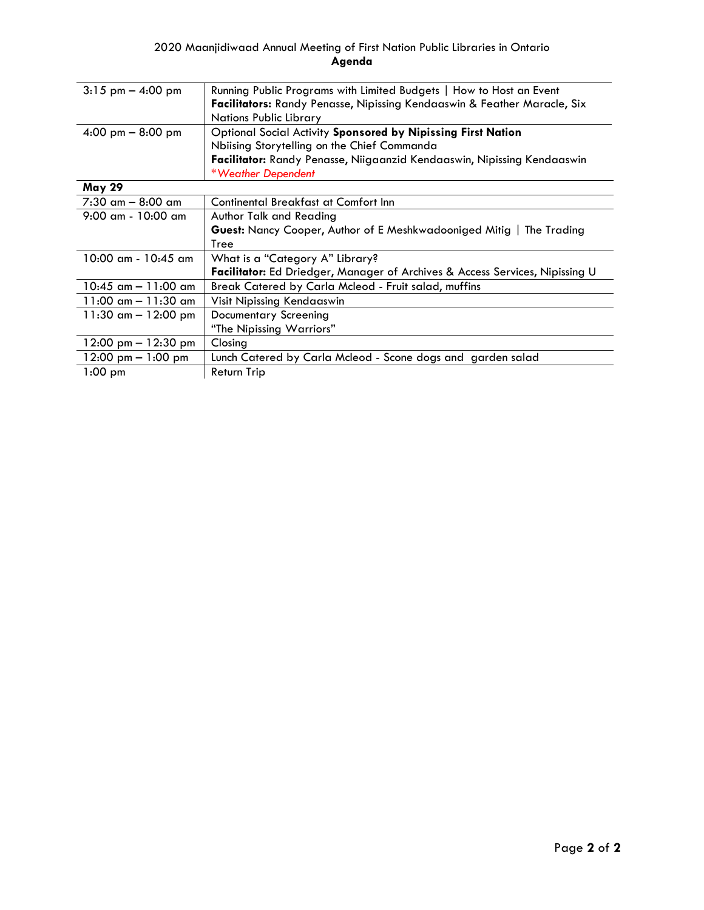2020 Maanjidiwaad Annual Meeting of First Nation Public Libraries in Ontario
**Agenda**

| | |
|---|---|
| 3:15 pm – 4:00 pm | Running Public Programs with Limited Budgets \| How to Host an Event<br>**Facilitators:** Randy Penasse, Nipissing Kendaaswin & Feather Maracle, Six Nations Public Library |
| 4:00 pm – 8:00 pm | Optional Social Activity **Sponsored by Nipissing First Nation**<br>Nbiising Storytelling on the Chief Commanda<br>**Facilitator:** Randy Penasse, Niigaanzid Kendaaswin, Nipissing Kendaaswin<br>*\*Weather Dependent* |
| **May 29** | |
| 7:30 am – 8:00 am | Continental Breakfast at Comfort Inn |
| 9:00 am - 10:00 am | Author Talk and Reading<br>**Guest:** Nancy Cooper, Author of E Meshkwadooniged Mitig \| The Trading Tree |
| 10:00 am - 10:45 am | What is a "Category A" Library?<br>**Facilitator:** Ed Driedger, Manager of Archives & Access Services, Nipissing U |
| 10:45 am – 11:00 am | Break Catered by Carla Mcleod - Fruit salad, muffins |
| 11:00 am – 11:30 am | Visit Nipissing Kendaaswin |
| 11:30 am – 12:00 pm | Documentary Screening<br>"The Nipissing Warriors" |
| 12:00 pm – 12:30 pm | Closing |
| 12:00 pm – 1:00 pm | Lunch Catered by Carla Mcleod - Scone dogs and garden salad |
| 1:00 pm | Return Trip |